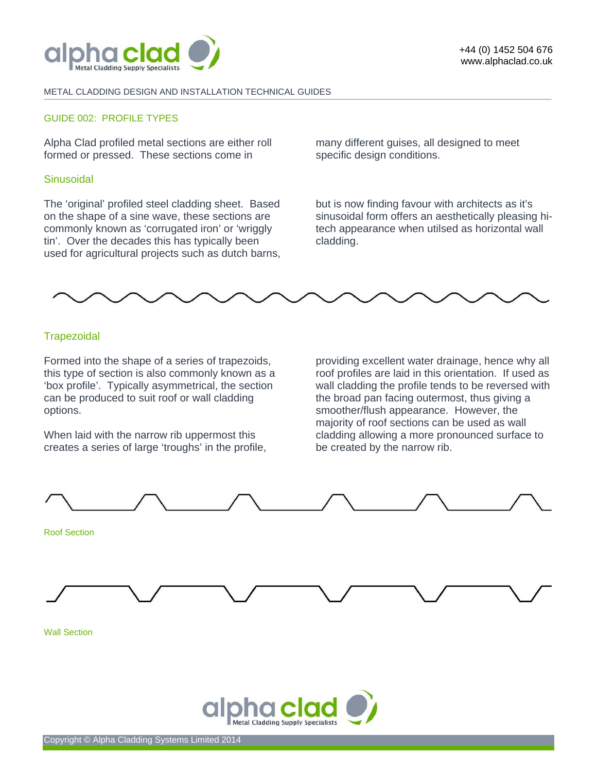METAL CLADDING DESIGN AND INSTALLATION TECHNICAL GUIDES

## GUIDE 002: PROFILE TYPES

Alpha Clad profiled metal sections are either roll formed or pressed. These sections come in many different guises, all designed to meet specific design conditions.

### Sinusoidal

The 'original' profiled steel cladding sheet. Based on the shape of a sine wave, these sections are commonly known as 'corrugated iron' or 'wriggly tin'. Over the decades this has typically been used for agricultural projects such as dutch barns, but is now finding favour with architects as it's sinusoidal form offers an aesthetically pleasing hi-tech appearance when utilsed as horizontal wall cladding.

### Trapezoidal

Formed into the shape of a series of trapezoids, this type of section is also commonly known as a 'box profile'. Typically asymmetrical, the section can be produced to suit roof or wall cladding options.

When laid with the narrow rib uppermost this creates a series of large 'troughs' in the profile, providing excellent water drainage, hence why all roof profiles are laid in this orientation. If used as wall cladding the profile tends to be reversed with the broad pan facing outermost, thus giving a smoother/flush appearance. However, the majority of roof sections can be used as wall cladding allowing a more pronounced surface to be created by the narrow rib.

Roof Section

Wall Section

Copyright © Alpha Cladding Systems Limited 2014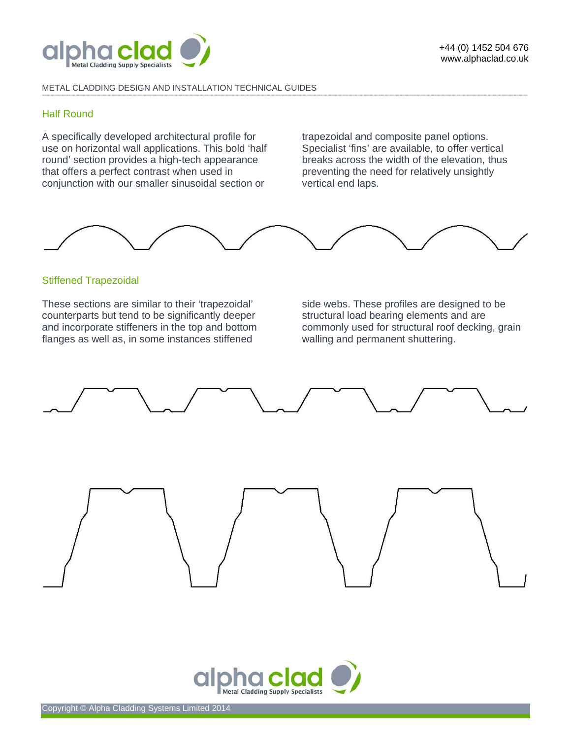## Half Round

A specifically developed architectural profile for use on horizontal wall applications. This bold 'half round' section provides a high-tech appearance that offers a perfect contrast when used in conjunction with our smaller sinusoidal section or trapezoidal and composite panel options. Specialist 'fins' are available, to offer vertical breaks across the width of the elevation, thus preventing the need for relatively unsightly vertical end laps.

## Stiffened Trapezoidal

These sections are similar to their 'trapezoidal' counterparts but tend to be significantly deeper and incorporate stiffeners in the top and bottom flanges as well as, in some instances stiffened side webs. These profiles are designed to be structural load bearing elements and are commonly used for structural roof decking, grain walling and permanent shuttering.